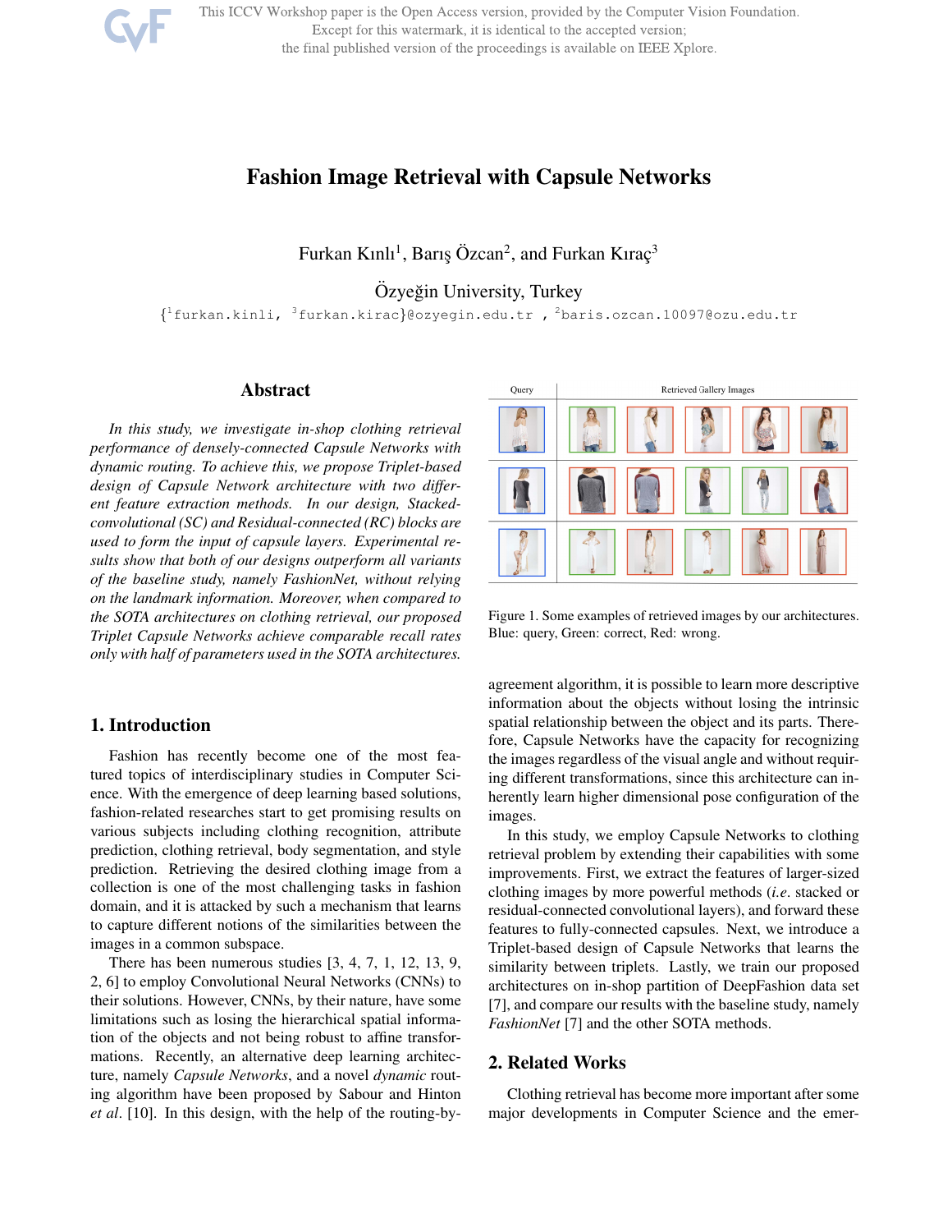# Fashion Image Retrieval with Capsule Networks

Furkan Kınlı[1], Barış Özcan[2], and Furkan Kıraç[3]

Özyeğin University, Turkey

{[1]furkan.kinli, [3]furkan.kirac}@ozyegin.edu.tr , [2]baris.ozcan.10097@ozu.edu.tr

## Abstract

*In this study, we investigate in-shop clothing retrieval performance of densely-connected Capsule Networks with dynamic routing. To achieve this, we propose Triplet-based design of Capsule Network architecture with two different feature extraction methods. In our design, Stacked-convolutional (SC) and Residual-connected (RC) blocks are used to form the input of capsule layers. Experimental results show that both of our designs outperform all variants of the baseline study, namely FashionNet, without relying on the landmark information. Moreover, when compared to the SOTA architectures on clothing retrieval, our proposed Triplet Capsule Networks achieve comparable recall rates only with half of parameters used in the SOTA architectures.*

Figure 1. Some examples of retrieved images by our architectures. Blue: query, Green: correct, Red: wrong.

## 1. Introduction

Fashion has recently become one of the most featured topics of interdisciplinary studies in Computer Science. With the emergence of deep learning based solutions, fashion-related researches start to get promising results on various subjects including clothing recognition, attribute prediction, clothing retrieval, body segmentation, and style prediction. Retrieving the desired clothing image from a collection is one of the most challenging tasks in fashion domain, and it is attacked by such a mechanism that learns to capture different notions of the similarities between the images in a common subspace.

There has been numerous studies [3, 4, 7, 1, 12, 13, 9, 2, 6] to employ Convolutional Neural Networks (CNNs) to their solutions. However, CNNs, by their nature, have some limitations such as losing the hierarchical spatial information of the objects and not being robust to affine transformations. Recently, an alternative deep learning architecture, namely *Capsule Networks*, and a novel *dynamic* routing algorithm have been proposed by Sabour and Hinton *et al*. [10]. In this design, with the help of the routing-by-agreement algorithm, it is possible to learn more descriptive information about the objects without losing the intrinsic spatial relationship between the object and its parts. Therefore, Capsule Networks have the capacity for recognizing the images regardless of the visual angle and without requiring different transformations, since this architecture can inherently learn higher dimensional pose configuration of the images.

In this study, we employ Capsule Networks to clothing retrieval problem by extending their capabilities with some improvements. First, we extract the features of larger-sized clothing images by more powerful methods (*i.e*. stacked or residual-connected convolutional layers), and forward these features to fully-connected capsules. Next, we introduce a Triplet-based design of Capsule Networks that learns the similarity between triplets. Lastly, we train our proposed architectures on in-shop partition of DeepFashion data set [7], and compare our results with the baseline study, namely *FashionNet* [7] and the other SOTA methods.

## 2. Related Works

Clothing retrieval has become more important after some major developments in Computer Science and the emer-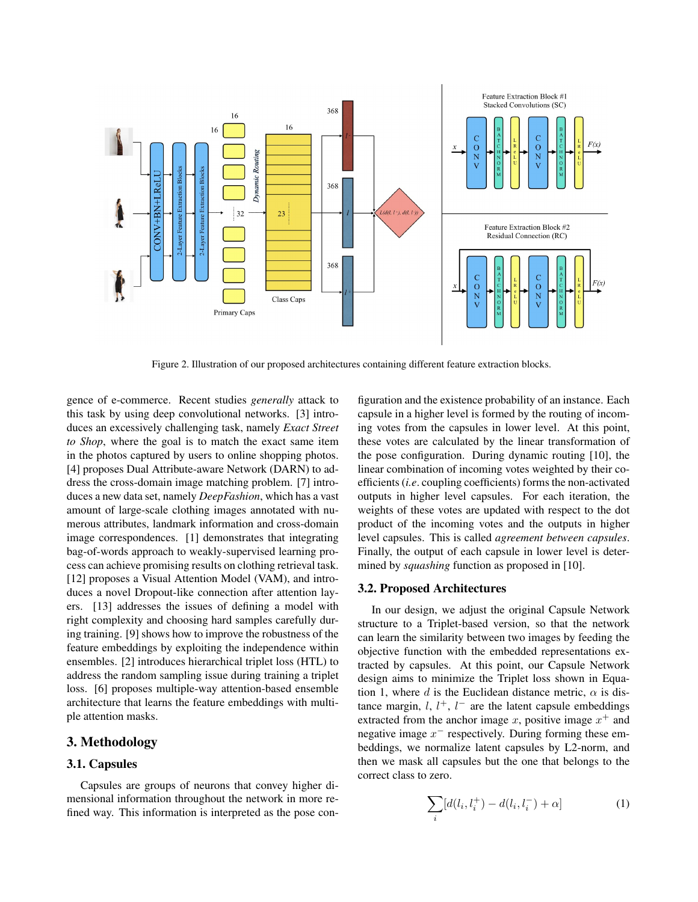Figure 2. Illustration of our proposed architectures containing different feature extraction blocks.

gence of e-commerce. Recent studies *generally* attack to this task by using deep convolutional networks. [3] introduces an excessively challenging task, namely *Exact Street to Shop*, where the goal is to match the exact same item in the photos captured by users to online shopping photos. [4] proposes Dual Attribute-aware Network (DARN) to address the cross-domain image matching problem. [7] introduces a new data set, namely *DeepFashion*, which has a vast amount of large-scale clothing images annotated with numerous attributes, landmark information and cross-domain image correspondences. [1] demonstrates that integrating bag-of-words approach to weakly-supervised learning process can achieve promising results on clothing retrieval task. [12] proposes a Visual Attention Model (VAM), and introduces a novel Dropout-like connection after attention layers. [13] addresses the issues of defining a model with right complexity and choosing hard samples carefully during training. [9] shows how to improve the robustness of the feature embeddings by exploiting the independence within ensembles. [2] introduces hierarchical triplet loss (HTL) to address the random sampling issue during training a triplet loss. [6] proposes multiple-way attention-based ensemble architecture that learns the feature embeddings with multiple attention masks.

## 3. Methodology

### 3.1. Capsules

Capsules are groups of neurons that convey higher dimensional information throughout the network in more refined way. This information is interpreted as the pose configuration and the existence probability of an instance. Each capsule in a higher level is formed by the routing of incoming votes from the capsules in lower level. At this point, these votes are calculated by the linear transformation of the pose configuration. During dynamic routing [10], the linear combination of incoming votes weighted by their coefficients (*i.e*. coupling coefficients) forms the non-activated outputs in higher level capsules. For each iteration, the weights of these votes are updated with respect to the dot product of the incoming votes and the outputs in higher level capsules. This is called *agreement between capsules*. Finally, the output of each capsule in lower level is determined by *squashing* function as proposed in [10].

### 3.2. Proposed Architectures

In our design, we adjust the original Capsule Network structure to a Triplet-based version, so that the network can learn the similarity between two images by feeding the objective function with the embedded representations extracted by capsules. At this point, our Capsule Network design aims to minimize the Triplet loss shown in Equation 1, where $d$ is the Euclidean distance metric, $\alpha$ is distance margin, $l$, $l^+$, $l^-$ are the latent capsule embeddings extracted from the anchor image $x$, positive image $x^+$ and negative image $x^-$ respectively. During forming these embeddings, we normalize latent capsules by L2-norm, and then we mask all capsules but the one that belongs to the correct class to zero.

$$\sum_{i}[d(l_i, l_i^+) - d(l_i, l_i^-) + \alpha] \tag{1}$$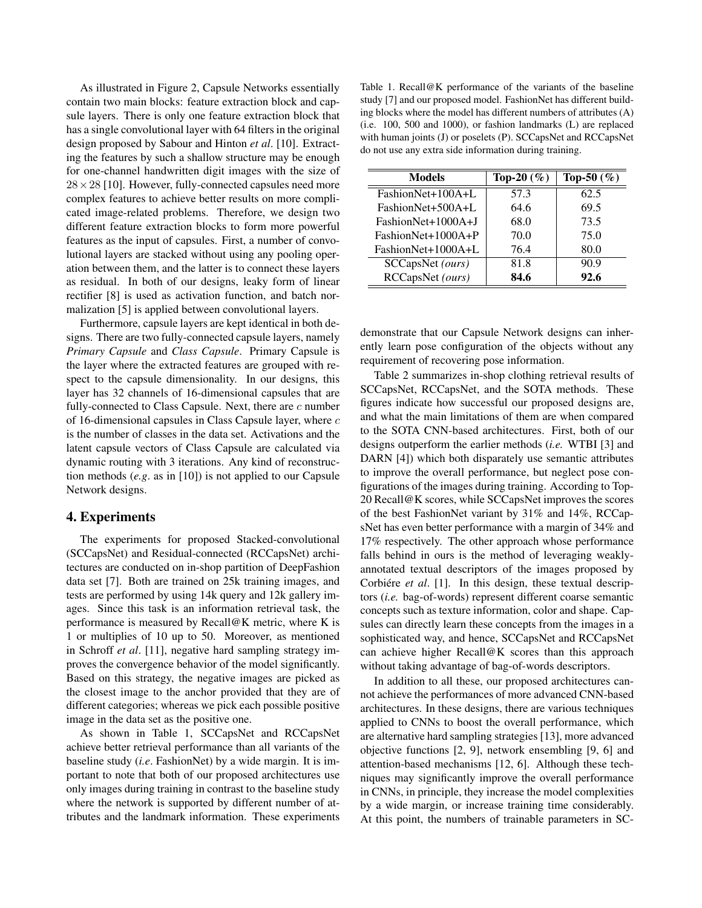As illustrated in Figure 2, Capsule Networks essentially contain two main blocks: feature extraction block and capsule layers. There is only one feature extraction block that has a single convolutional layer with 64 filters in the original design proposed by Sabour and Hinton *et al*. [10]. Extracting the features by such a shallow structure may be enough for one-channel handwritten digit images with the size of $28 \times 28$ [10]. However, fully-connected capsules need more complex features to achieve better results on more complicated image-related problems. Therefore, we design two different feature extraction blocks to form more powerful features as the input of capsules. First, a number of convolutional layers are stacked without using any pooling operation between them, and the latter is to connect these layers as residual. In both of our designs, leaky form of linear rectifier [8] is used as activation function, and batch normalization [5] is applied between convolutional layers.

Furthermore, capsule layers are kept identical in both designs. There are two fully-connected capsule layers, namely *Primary Capsule* and *Class Capsule*. Primary Capsule is the layer where the extracted features are grouped with respect to the capsule dimensionality. In our designs, this layer has 32 channels of 16-dimensional capsules that are fully-connected to Class Capsule. Next, there are $c$ number of 16-dimensional capsules in Class Capsule layer, where $c$ is the number of classes in the data set. Activations and the latent capsule vectors of Class Capsule are calculated via dynamic routing with 3 iterations. Any kind of reconstruction methods (*e.g*. as in [10]) is not applied to our Capsule Network designs.

## 4. Experiments

The experiments for proposed Stacked-convolutional (SCCapsNet) and Residual-connected (RCCapsNet) architectures are conducted on in-shop partition of DeepFashion data set [7]. Both are trained on 25k training images, and tests are performed by using 14k query and 12k gallery images. Since this task is an information retrieval task, the performance is measured by Recall@K metric, where K is 1 or multiplies of 10 up to 50. Moreover, as mentioned in Schroff *et al*. [11], negative hard sampling strategy improves the convergence behavior of the model significantly. Based on this strategy, the negative images are picked as the closest image to the anchor provided that they are of different categories; whereas we pick each possible positive image in the data set as the positive one.

As shown in Table 1, SCCapsNet and RCCapsNet achieve better retrieval performance than all variants of the baseline study (*i.e*. FashionNet) by a wide margin. It is important to note that both of our proposed architectures use only images during training in contrast to the baseline study where the network is supported by different number of attributes and the landmark information. These experiments demonstrate that our Capsule Network designs can inherently learn pose configuration of the objects without any requirement of recovering pose information.

Table 1. Recall@K performance of the variants of the baseline study [7] and our proposed model. FashionNet has different building blocks where the model has different numbers of attributes (A) (i.e. 100, 500 and 1000), or fashion landmarks (L) are replaced with human joints (J) or poselets (P). SCCapsNet and RCCapsNet do not use any extra side information during training.

| Models | Top-20 (%) | Top-50 (%) |
|---|---|---|
| FashionNet+100A+L | 57.3 | 62.5 |
| FashionNet+500A+L | 64.6 | 69.5 |
| FashionNet+1000A+J | 68.0 | 73.5 |
| FashionNet+1000A+P | 70.0 | 75.0 |
| FashionNet+1000A+L | 76.4 | 80.0 |
| SCCapsNet *(ours)* | 81.8 | 90.9 |
| RCCapsNet *(ours)* | **84.6** | **92.6** |

Table 2 summarizes in-shop clothing retrieval results of SCCapsNet, RCCapsNet, and the SOTA methods. These figures indicate how successful our proposed designs are, and what the main limitations of them are when compared to the SOTA CNN-based architectures. First, both of our designs outperform the earlier methods (*i.e.* WTBI [3] and DARN [4]) which both disparately use semantic attributes to improve the overall performance, but neglect pose configurations of the images during training. According to Top-20 Recall@K scores, while SCCapsNet improves the scores of the best FashionNet variant by 31% and 14%, RCCapsNet has even better performance with a margin of 34% and 17% respectively. The other approach whose performance falls behind in ours is the method of leveraging weakly-annotated textual descriptors of the images proposed by Corbiére *et al*. [1]. In this design, these textual descriptors (*i.e.* bag-of-words) represent different coarse semantic concepts such as texture information, color and shape. Capsules can directly learn these concepts from the images in a sophisticated way, and hence, SCCapsNet and RCCapsNet can achieve higher Recall@K scores than this approach without taking advantage of bag-of-words descriptors.

In addition to all these, our proposed architectures cannot achieve the performances of more advanced CNN-based architectures. In these designs, there are various techniques applied to CNNs to boost the overall performance, which are alternative hard sampling strategies [13], more advanced objective functions [2, 9], network ensembling [9, 6] and attention-based mechanisms [12, 6]. Although these techniques may significantly improve the overall performance in CNNs, in principle, they increase the model complexities by a wide margin, or increase training time considerably. At this point, the numbers of trainable parameters in SC-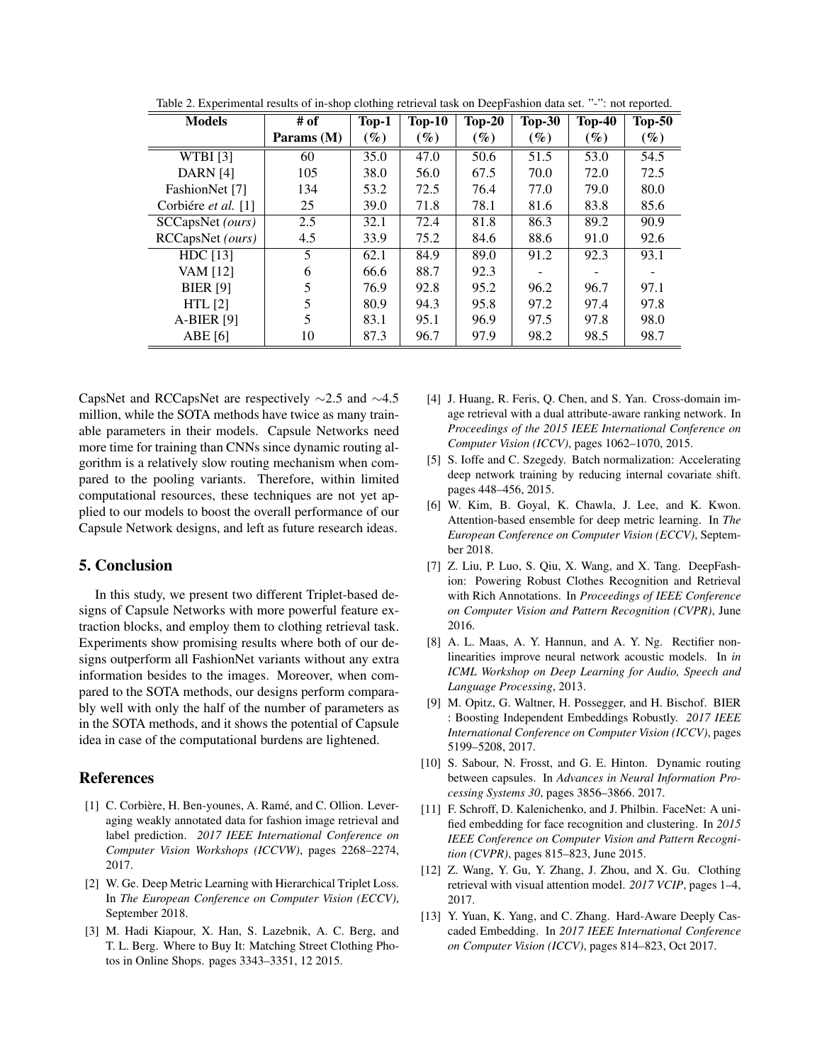Table 2. Experimental results of in-shop clothing retrieval task on DeepFashion data set. "-": not reported.

| Models | # of Params (M) | Top-1 (%) | Top-10 (%) | Top-20 (%) | Top-30 (%) | Top-40 (%) | Top-50 (%) |
|---|---|---|---|---|---|---|---|
| WTBI [3] | 60 | 35.0 | 47.0 | 50.6 | 51.5 | 53.0 | 54.5 |
| DARN [4] | 105 | 38.0 | 56.0 | 67.5 | 70.0 | 72.0 | 72.5 |
| FashionNet [7] | 134 | 53.2 | 72.5 | 76.4 | 77.0 | 79.0 | 80.0 |
| Corbiére *et al.* [1] | 25 | 39.0 | 71.8 | 78.1 | 81.6 | 83.8 | 85.6 |
| SCCapsNet *(ours)* | 2.5 | 32.1 | 72.4 | 81.8 | 86.3 | 89.2 | 90.9 |
| RCCapsNet *(ours)* | 4.5 | 33.9 | 75.2 | 84.6 | 88.6 | 91.0 | 92.6 |
| HDC [13] | 5 | 62.1 | 84.9 | 89.0 | 91.2 | 92.3 | 93.1 |
| VAM [12] | 6 | 66.6 | 88.7 | 92.3 | - | - | - |
| BIER [9] | 5 | 76.9 | 92.8 | 95.2 | 96.2 | 96.7 | 97.1 |
| HTL [2] | 5 | 80.9 | 94.3 | 95.8 | 97.2 | 97.4 | 97.8 |
| A-BIER [9] | 5 | 83.1 | 95.1 | 96.9 | 97.5 | 97.8 | 98.0 |
| ABE [6] | 10 | 87.3 | 96.7 | 97.9 | 98.2 | 98.5 | 98.7 |

CapsNet and RCCapsNet are respectively $\sim$2.5 and $\sim$4.5 million, while the SOTA methods have twice as many trainable parameters in their models. Capsule Networks need more time for training than CNNs since dynamic routing algorithm is a relatively slow routing mechanism when compared to the pooling variants. Therefore, within limited computational resources, these techniques are not yet applied to our models to boost the overall performance of our Capsule Network designs, and left as future research ideas.

## 5. Conclusion

In this study, we present two different Triplet-based designs of Capsule Networks with more powerful feature extraction blocks, and employ them to clothing retrieval task. Experiments show promising results where both of our designs outperform all FashionNet variants without any extra information besides to the images. Moreover, when compared to the SOTA methods, our designs perform comparably well with only the half of the number of parameters as in the SOTA methods, and it shows the potential of Capsule idea in case of the computational burdens are lightened.

## References

[1] C. Corbière, H. Ben-younes, A. Ramé, and C. Ollion. Leveraging weakly annotated data for fashion image retrieval and label prediction. *2017 IEEE International Conference on Computer Vision Workshops (ICCVW)*, pages 2268–2274, 2017.

[2] W. Ge. Deep Metric Learning with Hierarchical Triplet Loss. In *The European Conference on Computer Vision (ECCV)*, September 2018.

[3] M. Hadi Kiapour, X. Han, S. Lazebnik, A. C. Berg, and T. L. Berg. Where to Buy It: Matching Street Clothing Photos in Online Shops. pages 3343–3351, 12 2015.

[4] J. Huang, R. Feris, Q. Chen, and S. Yan. Cross-domain image retrieval with a dual attribute-aware ranking network. In *Proceedings of the 2015 IEEE International Conference on Computer Vision (ICCV)*, pages 1062–1070, 2015.

[5] S. Ioffe and C. Szegedy. Batch normalization: Accelerating deep network training by reducing internal covariate shift. pages 448–456, 2015.

[6] W. Kim, B. Goyal, K. Chawla, J. Lee, and K. Kwon. Attention-based ensemble for deep metric learning. In *The European Conference on Computer Vision (ECCV)*, September 2018.

[7] Z. Liu, P. Luo, S. Qiu, X. Wang, and X. Tang. DeepFashion: Powering Robust Clothes Recognition and Retrieval with Rich Annotations. In *Proceedings of IEEE Conference on Computer Vision and Pattern Recognition (CVPR)*, June 2016.

[8] A. L. Maas, A. Y. Hannun, and A. Y. Ng. Rectifier nonlinearities improve neural network acoustic models. In *in ICML Workshop on Deep Learning for Audio, Speech and Language Processing*, 2013.

[9] M. Opitz, G. Waltner, H. Possegger, and H. Bischof. BIER : Boosting Independent Embeddings Robustly. *2017 IEEE International Conference on Computer Vision (ICCV)*, pages 5199–5208, 2017.

[10] S. Sabour, N. Frosst, and G. E. Hinton. Dynamic routing between capsules. In *Advances in Neural Information Processing Systems 30*, pages 3856–3866. 2017.

[11] F. Schroff, D. Kalenichenko, and J. Philbin. FaceNet: A unified embedding for face recognition and clustering. In *2015 IEEE Conference on Computer Vision and Pattern Recognition (CVPR)*, pages 815–823, June 2015.

[12] Z. Wang, Y. Gu, Y. Zhang, J. Zhou, and X. Gu. Clothing retrieval with visual attention model. *2017 VCIP*, pages 1–4, 2017.

[13] Y. Yuan, K. Yang, and C. Zhang. Hard-Aware Deeply Cascaded Embedding. In *2017 IEEE International Conference on Computer Vision (ICCV)*, pages 814–823, Oct 2017.